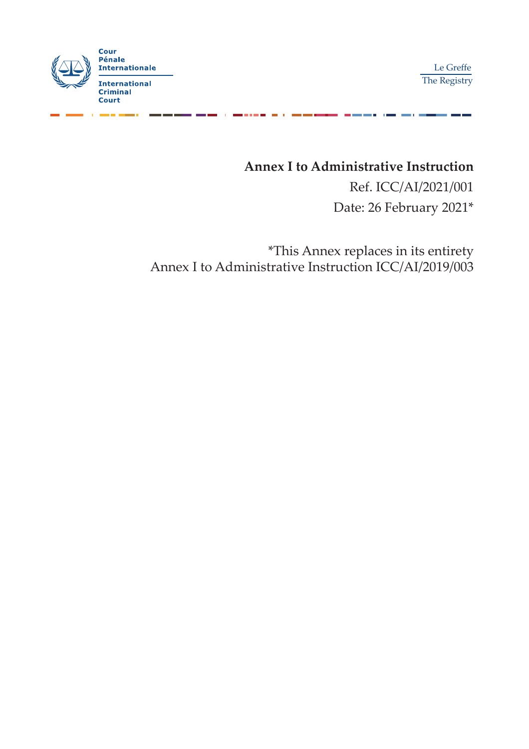Cour Pénale Internationale

International Criminal Court

Le Greffe
The Registry

**Annex I to Administrative Instruction**

Ref. ICC/AI/2021/001

Date: 26 February 2021*

*This Annex replaces in its entirety Annex I to Administrative Instruction ICC/AI/2019/003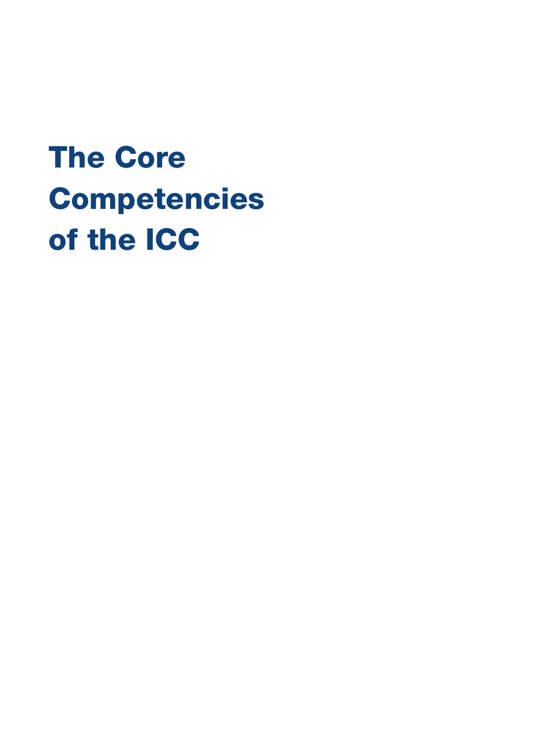# The Core Competencies of the ICC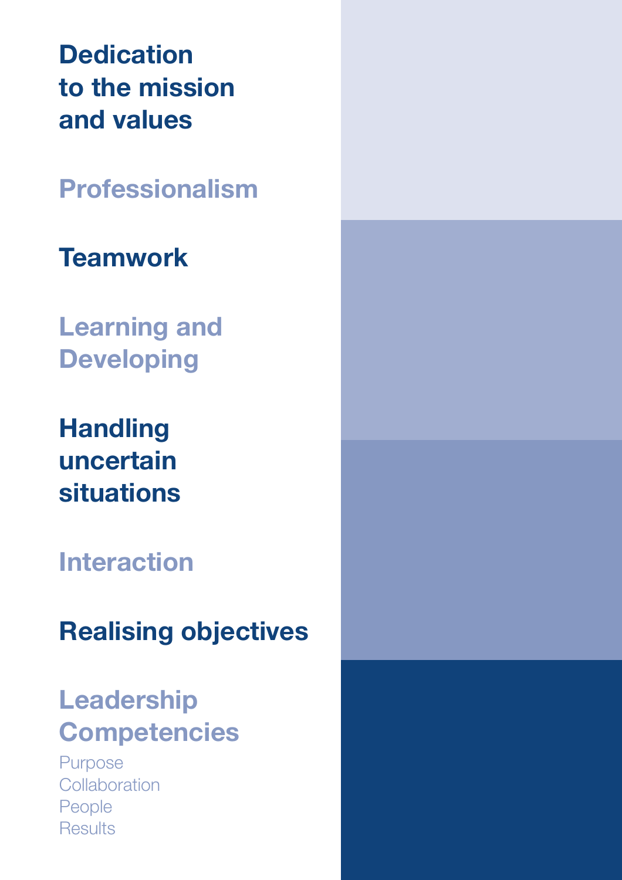## Dedication to the mission and values

## Professionalism

## Teamwork

## Learning and Developing

## Handling uncertain situations

## Interaction

## Realising objectives

## Leadership Competencies

Purpose
Collaboration
People
Results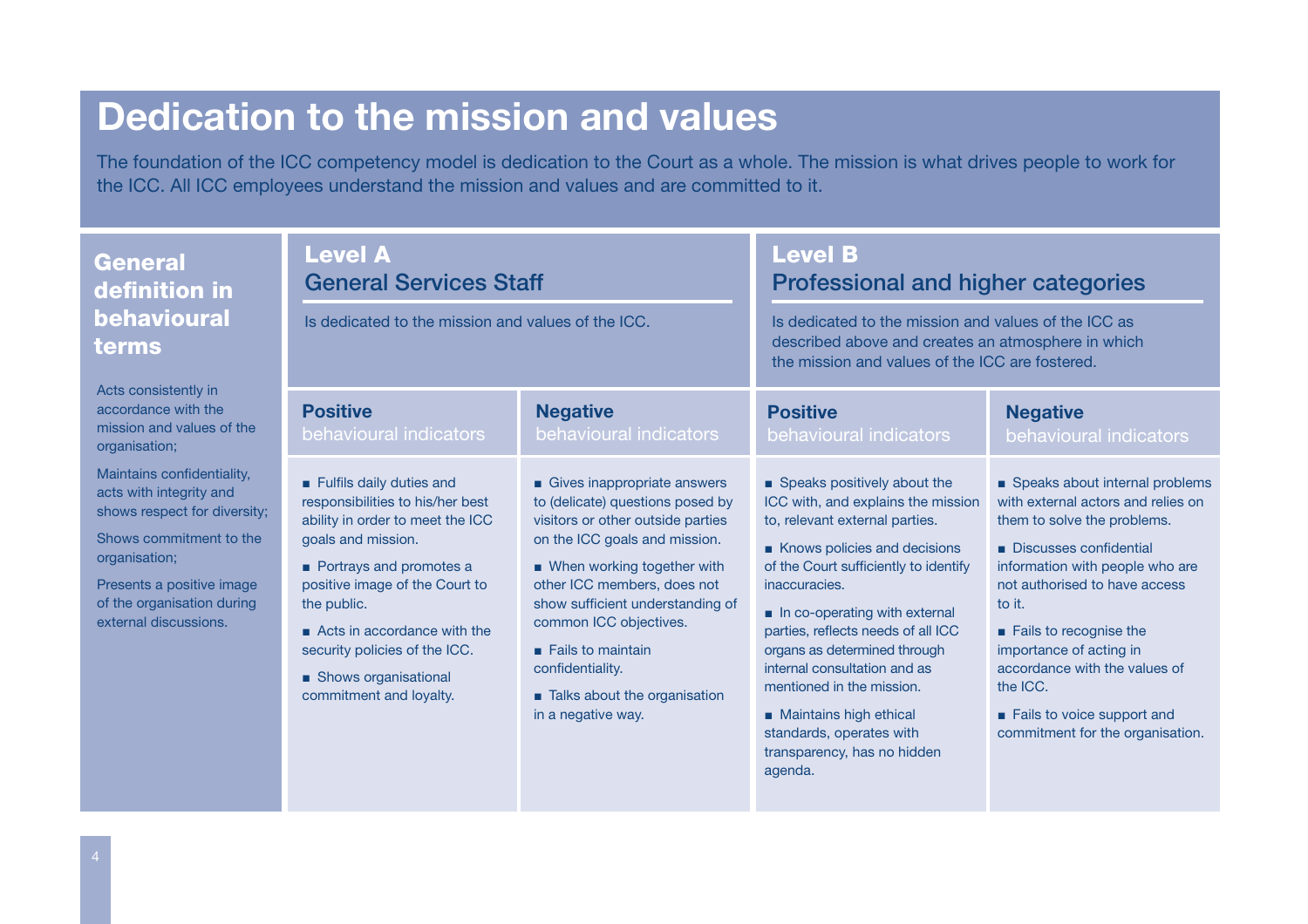# Dedication to the mission and values

The foundation of the ICC competency model is dedication to the Court as a whole. The mission is what drives people to work for the ICC. All ICC employees understand the mission and values and are committed to it.

## General definition in behavioural terms

Acts consistently in accordance with the mission and values of the organisation;

Maintains confidentiality, acts with integrity and shows respect for diversity;

Shows commitment to the organisation;

Presents a positive image of the organisation during external discussions.

## Level A – General Services Staff

Is dedicated to the mission and values of the ICC.

| **Positive** behavioural indicators | **Negative** behavioural indicators |
|---|---|
| ■ Fulfils daily duties and responsibilities to his/her best ability in order to meet the ICC goals and mission.<br><br>■ Portrays and promotes a positive image of the Court to the public.<br><br>■ Acts in accordance with the security policies of the ICC.<br><br>■ Shows organisational commitment and loyalty. | ■ Gives inappropriate answers to (delicate) questions posed by visitors or other outside parties on the ICC goals and mission.<br><br>■ When working together with other ICC members, does not show sufficient understanding of common ICC objectives.<br><br>■ Fails to maintain confidentiality.<br><br>■ Talks about the organisation in a negative way. |

## Level B – Professional and higher categories

Is dedicated to the mission and values of the ICC as described above and creates an atmosphere in which the mission and values of the ICC are fostered.

| **Positive** behavioural indicators | **Negative** behavioural indicators |
|---|---|
| ■ Speaks positively about the ICC with, and explains the mission to, relevant external parties.<br><br>■ Knows policies and decisions of the Court sufficiently to identify inaccuracies.<br><br>■ In co-operating with external parties, reflects needs of all ICC organs as determined through internal consultation and as mentioned in the mission.<br><br>■ Maintains high ethical standards, operates with transparency, has no hidden agenda. | ■ Speaks about internal problems with external actors and relies on them to solve the problems.<br><br>■ Discusses confidential information with people who are not authorised to have access to it.<br><br>■ Fails to recognise the importance of acting in accordance with the values of the ICC.<br><br>■ Fails to voice support and commitment for the organisation. |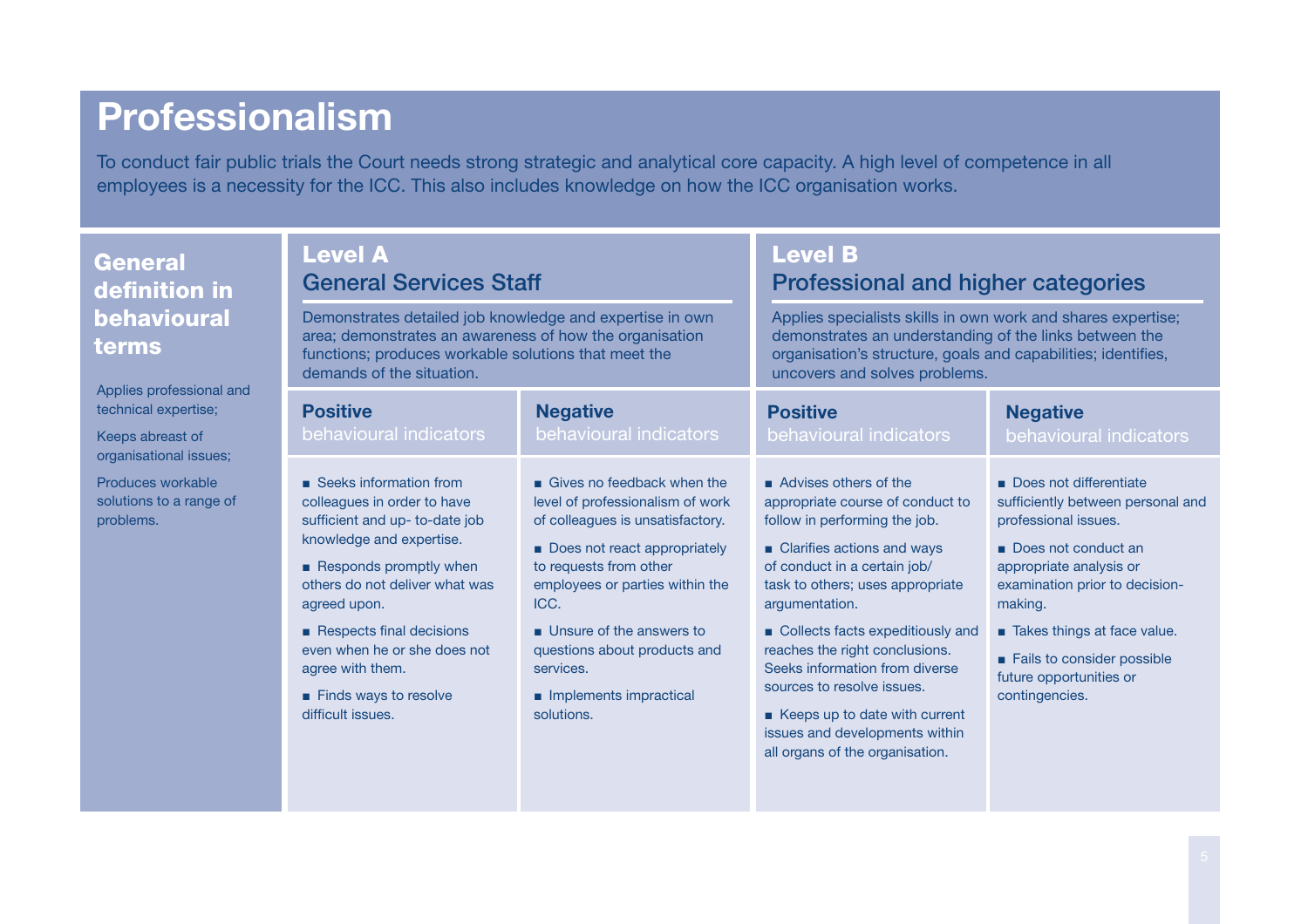# Professionalism

To conduct fair public trials the Court needs strong strategic and analytical core capacity. A high level of competence in all employees is a necessity for the ICC. This also includes knowledge on how the ICC organisation works.

| General definition in behavioural terms | Level A General Services Staff | | Level B Professional and higher categories | |
|---|---|---|---|---|
| | Demonstrates detailed job knowledge and expertise in own area; demonstrates an awareness of how the organisation functions; produces workable solutions that meet the demands of the situation. | | Applies specialists skills in own work and shares expertise; demonstrates an understanding of the links between the organisation's structure, goals and capabilities; identifies, uncovers and solves problems. | |
| | **Positive** behavioural indicators | **Negative** behavioural indicators | **Positive** behavioural indicators | **Negative** behavioural indicators |
| Applies professional and technical expertise;<br><br>Keeps abreast of organisational issues;<br><br>Produces workable solutions to a range of problems. | ■ Seeks information from colleagues in order to have sufficient and up- to-date job knowledge and expertise.<br><br>■ Responds promptly when others do not deliver what was agreed upon.<br><br>■ Respects final decisions even when he or she does not agree with them.<br><br>■ Finds ways to resolve difficult issues. | ■ Gives no feedback when the level of professionalism of work of colleagues is unsatisfactory.<br><br>■ Does not react appropriately to requests from other employees or parties within the ICC.<br><br>■ Unsure of the answers to questions about products and services.<br><br>■ Implements impractical solutions. | ■ Advises others of the appropriate course of conduct to follow in performing the job.<br><br>■ Clarifies actions and ways of conduct in a certain job/ task to others; uses appropriate argumentation.<br><br>■ Collects facts expeditiously and reaches the right conclusions. Seeks information from diverse sources to resolve issues.<br><br>■ Keeps up to date with current issues and developments within all organs of the organisation. | ■ Does not differentiate sufficiently between personal and professional issues.<br><br>■ Does not conduct an appropriate analysis or examination prior to decision-making.<br><br>■ Takes things at face value.<br><br>■ Fails to consider possible future opportunities or contingencies. |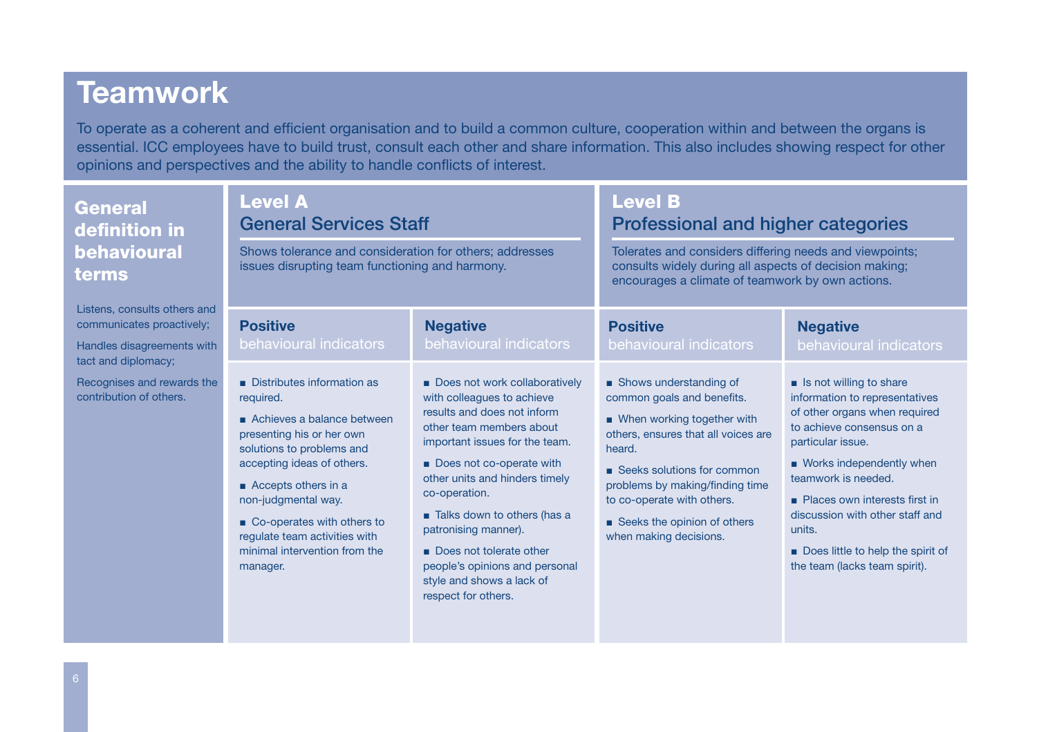# Teamwork

To operate as a coherent and efficient organisation and to build a common culture, cooperation within and between the organs is essential. ICC employees have to build trust, consult each other and share information. This also includes showing respect for other opinions and perspectives and the ability to handle conflicts of interest.

## General definition in behavioural terms

Listens, consults others and communicates proactively;

Handles disagreements with tact and diplomacy;

Recognises and rewards the contribution of others.

## Level A General Services Staff

Shows tolerance and consideration for others; addresses issues disrupting team functioning and harmony.

| **Positive** behavioural indicators | **Negative** behavioural indicators |
|---|---|
| ■ Distributes information as required.<br>■ Achieves a balance between presenting his or her own solutions to problems and accepting ideas of others.<br>■ Accepts others in a non-judgmental way.<br>■ Co-operates with others to regulate team activities with minimal intervention from the manager. | ■ Does not work collaboratively with colleagues to achieve results and does not inform other team members about important issues for the team.<br>■ Does not co-operate with other units and hinders timely co-operation.<br>■ Talks down to others (has a patronising manner).<br>■ Does not tolerate other people's opinions and personal style and shows a lack of respect for others. |

## Level B Professional and higher categories

Tolerates and considers differing needs and viewpoints; consults widely during all aspects of decision making; encourages a climate of teamwork by own actions.

| **Positive** behavioural indicators | **Negative** behavioural indicators |
|---|---|
| ■ Shows understanding of common goals and benefits.<br>■ When working together with others, ensures that all voices are heard.<br>■ Seeks solutions for common problems by making/finding time to co-operate with others.<br>■ Seeks the opinion of others when making decisions. | ■ Is not willing to share information to representatives of other organs when required to achieve consensus on a particular issue.<br>■ Works independently when teamwork is needed.<br>■ Places own interests first in discussion with other staff and units.<br>■ Does little to help the spirit of the team (lacks team spirit). |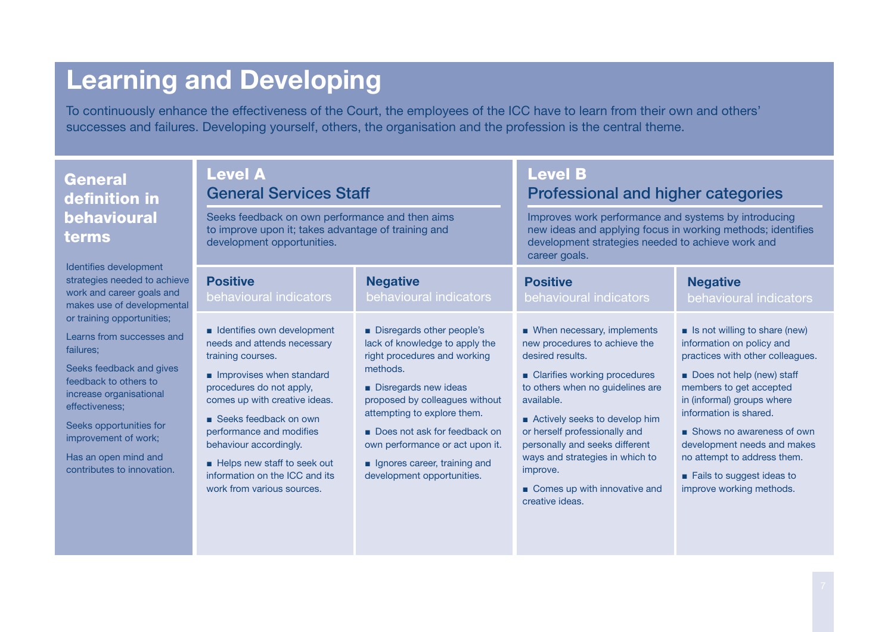# Learning and Developing

To continuously enhance the effectiveness of the Court, the employees of the ICC have to learn from their own and others' successes and failures. Developing yourself, others, the organisation and the profession is the central theme.

| General definition in behavioural terms | Level A<br>General Services Staff<br>Seeks feedback on own performance and then aims to improve upon it; takes advantage of training and development opportunities. | | Level B<br>Professional and higher categories<br>Improves work performance and systems by introducing new ideas and applying focus in working methods; identifies development strategies needed to achieve work and career goals. | |
|---|---|---|---|---|
| | **Positive** behavioural indicators | **Negative** behavioural indicators | **Positive** behavioural indicators | **Negative** behavioural indicators |
| Identifies development strategies needed to achieve work and career goals and makes use of developmental or training opportunities;<br><br>Learns from successes and failures;<br><br>Seeks feedback and gives feedback to others to increase organisational effectiveness;<br><br>Seeks opportunities for improvement of work;<br><br>Has an open mind and contributes to innovation. | ■ Identifies own development needs and attends necessary training courses.<br><br>■ Improvises when standard procedures do not apply, comes up with creative ideas.<br><br>■ Seeks feedback on own performance and modifies behaviour accordingly.<br><br>■ Helps new staff to seek out information on the ICC and its work from various sources. | ■ Disregards other people's lack of knowledge to apply the right procedures and working methods.<br><br>■ Disregards new ideas proposed by colleagues without attempting to explore them.<br><br>■ Does not ask for feedback on own performance or act upon it.<br><br>■ Ignores career, training and development opportunities. | ■ When necessary, implements new procedures to achieve the desired results.<br><br>■ Clarifies working procedures to others when no guidelines are available.<br><br>■ Actively seeks to develop him or herself professionally and personally and seeks different ways and strategies in which to improve.<br><br>■ Comes up with innovative and creative ideas. | ■ Is not willing to share (new) information on policy and practices with other colleagues.<br><br>■ Does not help (new) staff members to get accepted in (informal) groups where information is shared.<br><br>■ Shows no awareness of own development needs and makes no attempt to address them.<br><br>■ Fails to suggest ideas to improve working methods. |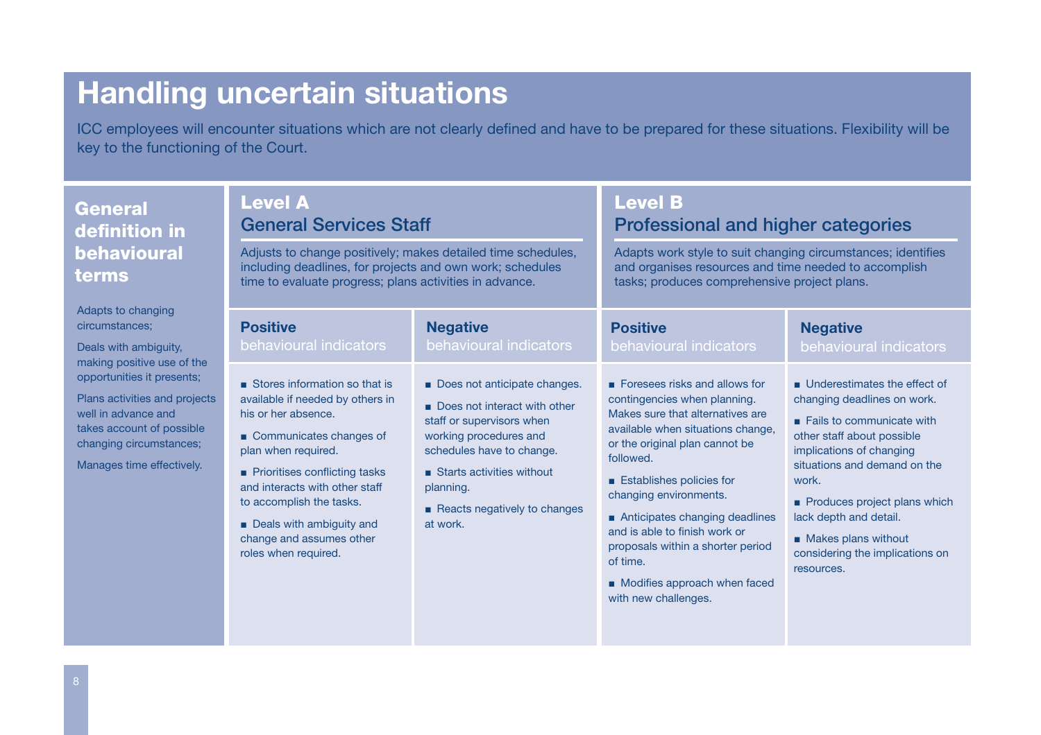# Handling uncertain situations

ICC employees will encounter situations which are not clearly defined and have to be prepared for these situations. Flexibility will be key to the functioning of the Court.

## General definition in behavioural terms

Adapts to changing circumstances;

Deals with ambiguity, making positive use of the opportunities it presents;

Plans activities and projects well in advance and takes account of possible changing circumstances;

Manages time effectively.

## Level A
### General Services Staff

Adjusts to change positively; makes detailed time schedules, including deadlines, for projects and own work; schedules time to evaluate progress; plans activities in advance.

| **Positive** behavioural indicators | **Negative** behavioural indicators |
|---|---|
| ■ Stores information so that is available if needed by others in his or her absence.<br>■ Communicates changes of plan when required.<br>■ Prioritises conflicting tasks and interacts with other staff to accomplish the tasks.<br>■ Deals with ambiguity and change and assumes other roles when required. | ■ Does not anticipate changes.<br>■ Does not interact with other staff or supervisors when working procedures and schedules have to change.<br>■ Starts activities without planning.<br>■ Reacts negatively to changes at work. |

## Level B
### Professional and higher categories

Adapts work style to suit changing circumstances; identifies and organises resources and time needed to accomplish tasks; produces comprehensive project plans.

| **Positive** behavioural indicators | **Negative** behavioural indicators |
|---|---|
| ■ Foresees risks and allows for contingencies when planning. Makes sure that alternatives are available when situations change, or the original plan cannot be followed.<br>■ Establishes policies for changing environments.<br>■ Anticipates changing deadlines and is able to finish work or proposals within a shorter period of time.<br>■ Modifies approach when faced with new challenges. | ■ Underestimates the effect of changing deadlines on work.<br>■ Fails to communicate with other staff about possible implications of changing situations and demand on the work.<br>■ Produces project plans which lack depth and detail.<br>■ Makes plans without considering the implications on resources. |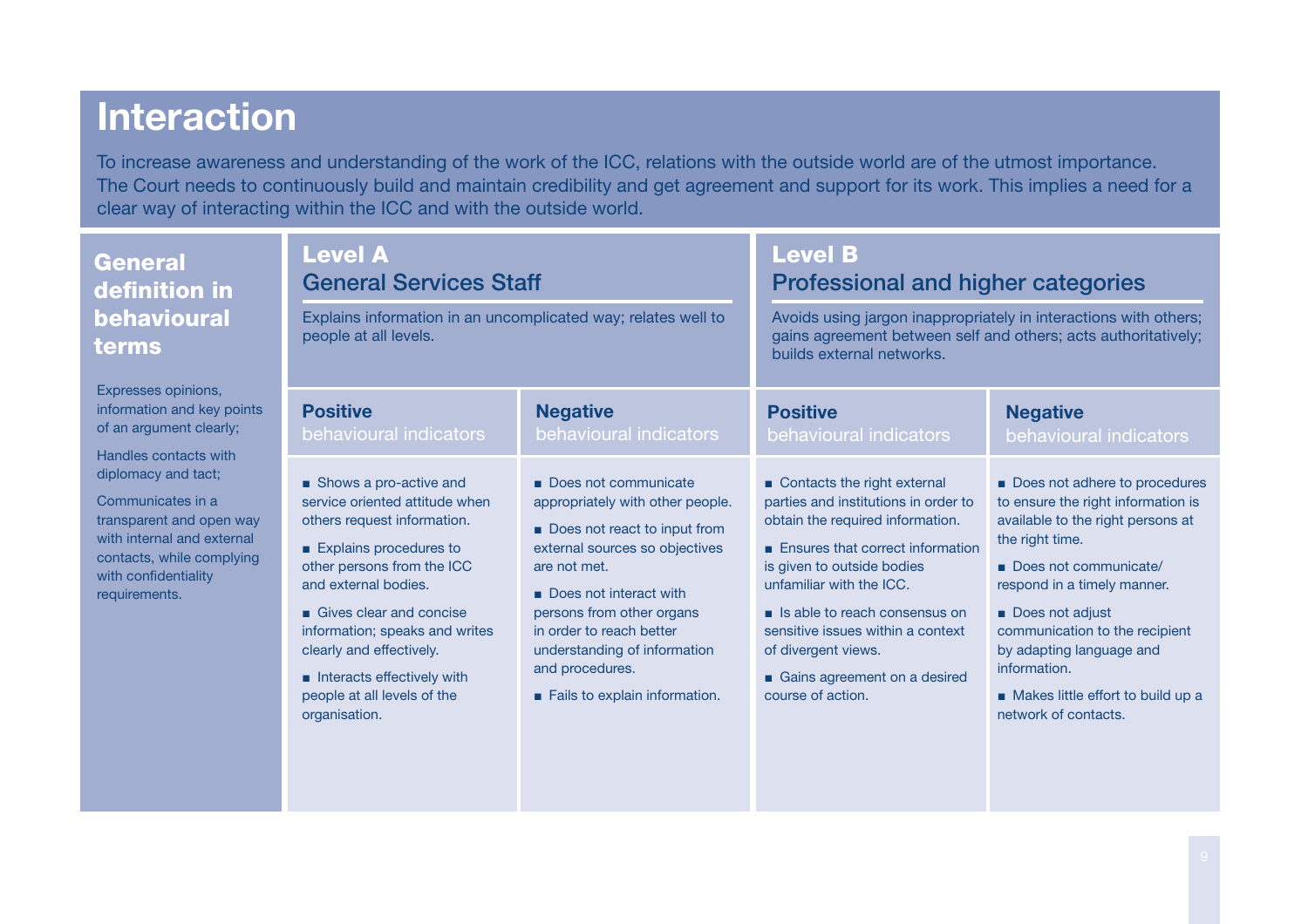# Interaction

To increase awareness and understanding of the work of the ICC, relations with the outside world are of the utmost importance. The Court needs to continuously build and maintain credibility and get agreement and support for its work. This implies a need for a clear way of interacting within the ICC and with the outside world.

| General definition in behavioural terms | Level A<br>General Services Staff<br>Explains information in an uncomplicated way; relates well to people at all levels. | | Level B<br>Professional and higher categories<br>Avoids using jargon inappropriately in interactions with others; gains agreement between self and others; acts authoritatively; builds external networks. | |
|---|---|---|---|---|
| | **Positive** behavioural indicators | **Negative** behavioural indicators | **Positive** behavioural indicators | **Negative** behavioural indicators |
| Expresses opinions, information and key points of an argument clearly;<br><br>Handles contacts with diplomacy and tact;<br><br>Communicates in a transparent and open way with internal and external contacts, while complying with confidentiality requirements. | ■ Shows a pro-active and service oriented attitude when others request information.<br><br>■ Explains procedures to other persons from the ICC and external bodies.<br><br>■ Gives clear and concise information; speaks and writes clearly and effectively.<br><br>■ Interacts effectively with people at all levels of the organisation. | ■ Does not communicate appropriately with other people.<br><br>■ Does not react to input from external sources so objectives are not met.<br><br>■ Does not interact with persons from other organs in order to reach better understanding of information and procedures.<br><br>■ Fails to explain information. | ■ Contacts the right external parties and institutions in order to obtain the required information.<br><br>■ Ensures that correct information is given to outside bodies unfamiliar with the ICC.<br><br>■ Is able to reach consensus on sensitive issues within a context of divergent views.<br><br>■ Gains agreement on a desired course of action. | ■ Does not adhere to procedures to ensure the right information is available to the right persons at the right time.<br><br>■ Does not communicate/ respond in a timely manner.<br><br>■ Does not adjust communication to the recipient by adapting language and information.<br><br>■ Makes little effort to build up a network of contacts. |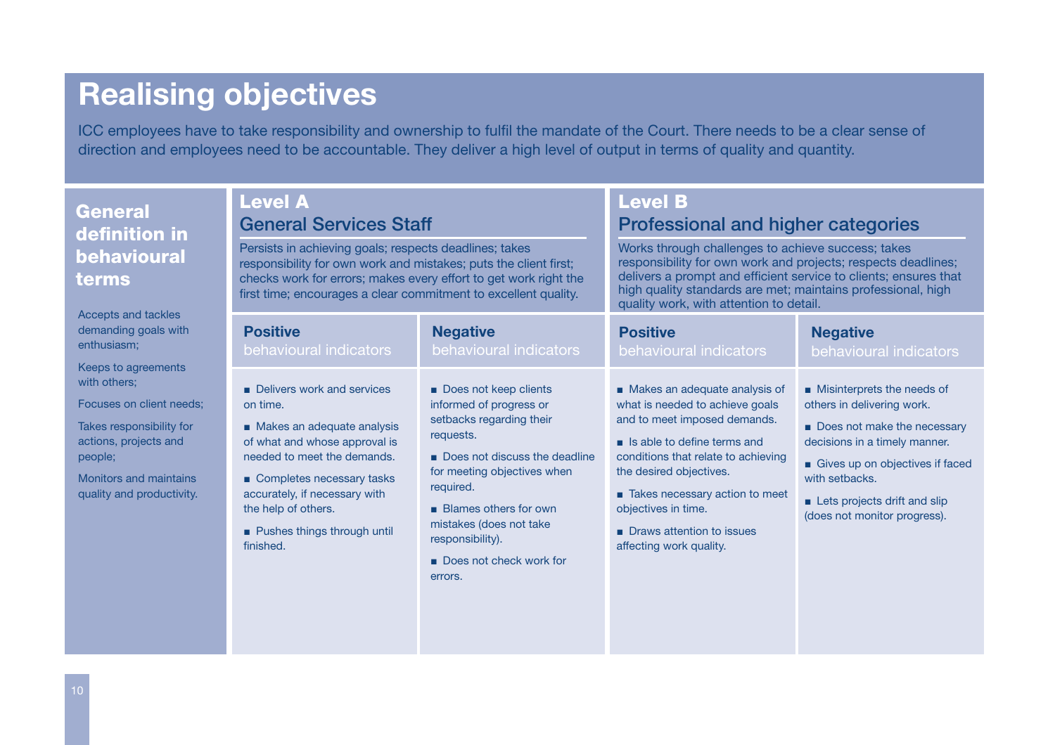# Realising objectives

ICC employees have to take responsibility and ownership to fulfil the mandate of the Court. There needs to be a clear sense of direction and employees need to be accountable. They deliver a high level of output in terms of quality and quantity.

## General definition in behavioural terms

Accepts and tackles demanding goals with enthusiasm;

Keeps to agreements with others;

Focuses on client needs;

Takes responsibility for actions, projects and people;

Monitors and maintains quality and productivity.

## Level A
### General Services Staff

Persists in achieving goals; respects deadlines; takes responsibility for own work and mistakes; puts the client first; checks work for errors; makes every effort to get work right the first time; encourages a clear commitment to excellent quality.

**Positive** behavioural indicators

- Delivers work and services on time.
- Makes an adequate analysis of what and whose approval is needed to meet the demands.
- Completes necessary tasks accurately, if necessary with the help of others.
- Pushes things through until finished.

**Negative** behavioural indicators

- Does not keep clients informed of progress or setbacks regarding their requests.
- Does not discuss the deadline for meeting objectives when required.
- Blames others for own mistakes (does not take responsibility).
- Does not check work for errors.

## Level B
### Professional and higher categories

Works through challenges to achieve success; takes responsibility for own work and projects; respects deadlines; delivers a prompt and efficient service to clients; ensures that high quality standards are met; maintains professional, high quality work, with attention to detail.

**Positive** behavioural indicators

- Makes an adequate analysis of what is needed to achieve goals and to meet imposed demands.
- Is able to define terms and conditions that relate to achieving the desired objectives.
- Takes necessary action to meet objectives in time.
- Draws attention to issues affecting work quality.

**Negative** behavioural indicators

- Misinterprets the needs of others in delivering work.
- Does not make the necessary decisions in a timely manner.
- Gives up on objectives if faced with setbacks.
- Lets projects drift and slip (does not monitor progress).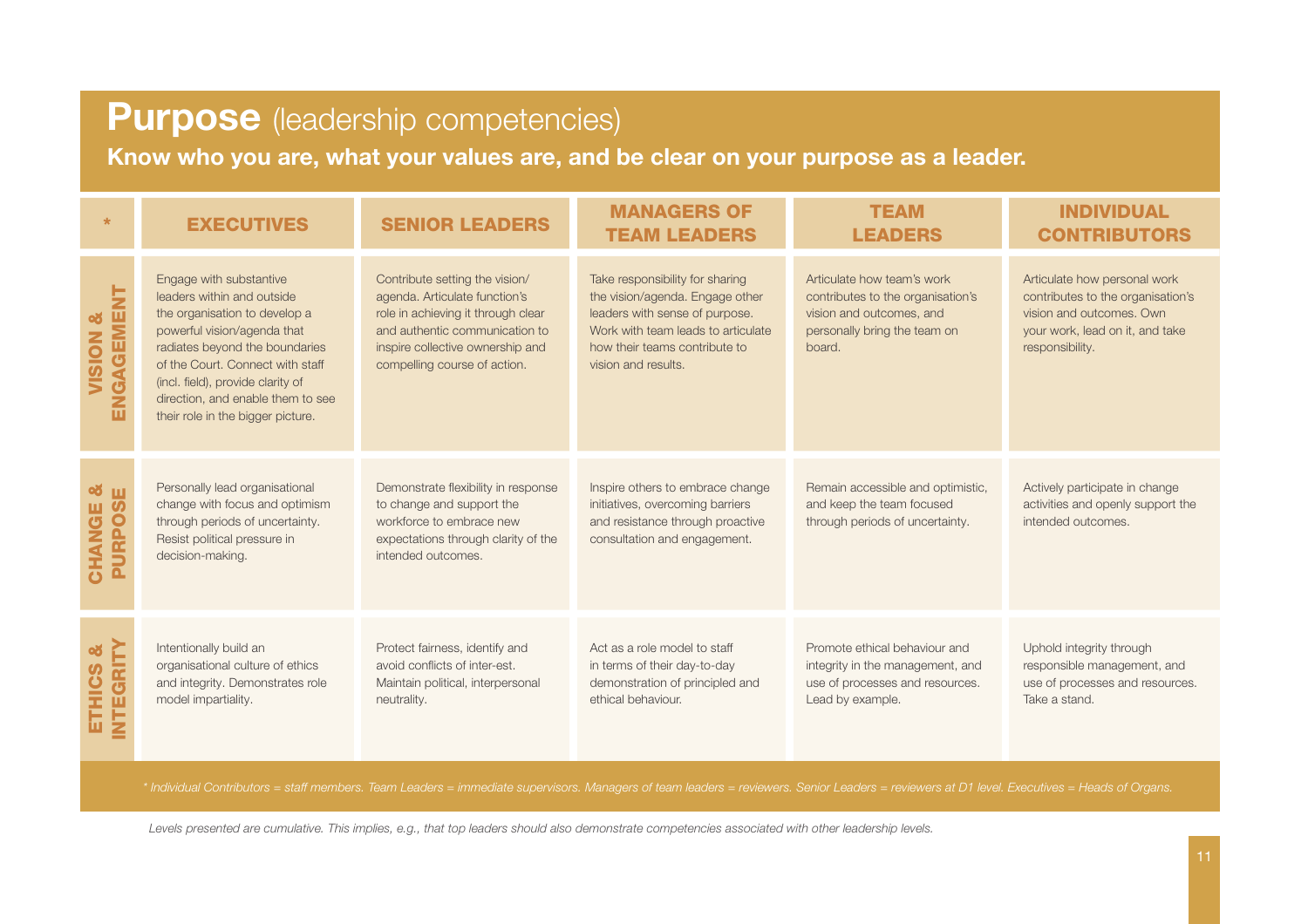# **Purpose** (leadership competencies)

**Know who you are, what your values are, and be clear on your purpose as a leader.**

| * | EXECUTIVES | SENIOR LEADERS | MANAGERS OF TEAM LEADERS | TEAM LEADERS | INDIVIDUAL CONTRIBUTORS |
|---|---|---|---|---|---|
| **VISION & ENGAGEMENT** | Engage with substantive leaders within and outside the organisation to develop a powerful vision/agenda that radiates beyond the boundaries of the Court. Connect with staff (incl. field), provide clarity of direction, and enable them to see their role in the bigger picture. | Contribute setting the vision/agenda. Articulate function's role in achieving it through clear and authentic communication to inspire collective ownership and compelling course of action. | Take responsibility for sharing the vision/agenda. Engage other leaders with sense of purpose. Work with team leads to articulate how their teams contribute to vision and results. | Articulate how team's work contributes to the organisation's vision and outcomes, and personally bring the team on board. | Articulate how personal work contributes to the organisation's vision and outcomes. Own your work, lead on it, and take responsibility. |
| **CHANGE & PURPOSE** | Personally lead organisational change with focus and optimism through periods of uncertainty. Resist political pressure in decision-making. | Demonstrate flexibility in response to change and support the workforce to embrace new expectations through clarity of the intended outcomes. | Inspire others to embrace change initiatives, overcoming barriers and resistance through proactive consultation and engagement. | Remain accessible and optimistic, and keep the team focused through periods of uncertainty. | Actively participate in change activities and openly support the intended outcomes. |
| **ETHICS & INTEGRITY** | Intentionally build an organisational culture of ethics and integrity. Demonstrates role model impartiality. | Protect fairness, identify and avoid conflicts of inter-est. Maintain political, interpersonal neutrality. | Act as a role model to staff in terms of their day-to-day demonstration of principled and ethical behaviour. | Promote ethical behaviour and integrity in the management, and use of processes and resources. Lead by example. | Uphold integrity through responsible management, and use of processes and resources. Take a stand. |

*\* Individual Contributors = staff members. Team Leaders = immediate supervisors. Managers of team leaders = reviewers. Senior Leaders = reviewers at D1 level. Executives = Heads of Organs.*

*Levels presented are cumulative. This implies, e.g., that top leaders should also demonstrate competencies associated with other leadership levels.*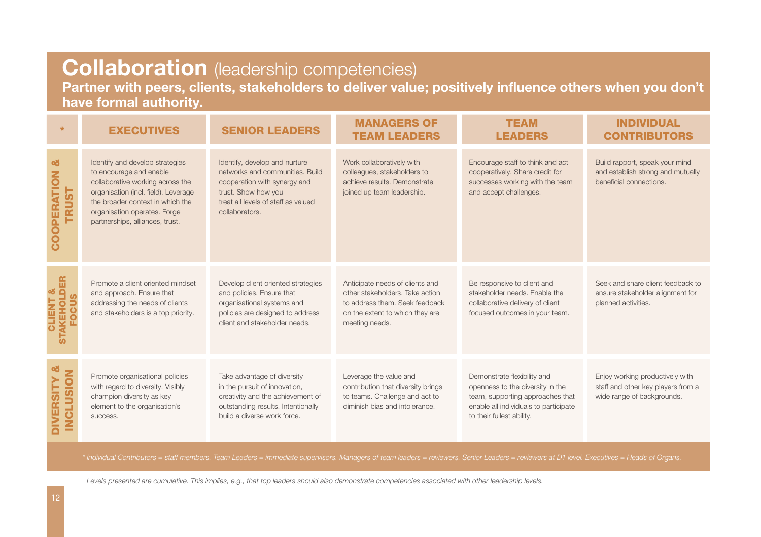# Collaboration (leadership competencies)

**Partner with peers, clients, stakeholders to deliver value; positively influence others when you don't have formal authority.**

| * | EXECUTIVES | SENIOR LEADERS | MANAGERS OF TEAM LEADERS | TEAM LEADERS | INDIVIDUAL CONTRIBUTORS |
|---|---|---|---|---|---|
| **COOPERATION & TRUST** | Identify and develop strategies to encourage and enable collaborative working across the organisation (incl. field). Leverage the broader context in which the organisation operates. Forge partnerships, alliances, trust. | Identify, develop and nurture networks and communities. Build cooperation with synergy and trust. Show how you treat all levels of staff as valued collaborators. | Work collaboratively with colleagues, stakeholders to achieve results. Demonstrate joined up team leadership. | Encourage staff to think and act cooperatively. Share credit for successes working with the team and accept challenges. | Build rapport, speak your mind and establish strong and mutually beneficial connections. |
| **CLIENT & STAKEHOLDER FOCUS** | Promote a client oriented mindset and approach. Ensure that addressing the needs of clients and stakeholders is a top priority. | Develop client oriented strategies and policies. Ensure that organisational systems and policies are designed to address client and stakeholder needs. | Anticipate needs of clients and other stakeholders. Take action to address them. Seek feedback on the extent to which they are meeting needs. | Be responsive to client and stakeholder needs. Enable the collaborative delivery of client focused outcomes in your team. | Seek and share client feedback to ensure stakeholder alignment for planned activities. |
| **DIVERSITY & INCLUSION** | Promote organisational policies with regard to diversity. Visibly champion diversity as key element to the organisation's success. | Take advantage of diversity in the pursuit of innovation, creativity and the achievement of outstanding results. Intentionally build a diverse work force. | Leverage the value and contribution that diversity brings to teams. Challenge and act to diminish bias and intolerance. | Demonstrate flexibility and openness to the diversity in the team, supporting approaches that enable all individuals to participate to their fullest ability. | Enjoy working productively with staff and other key players from a wide range of backgrounds. |

*\* Individual Contributors = staff members. Team Leaders = immediate supervisors. Managers of team leaders = reviewers. Senior Leaders = reviewers at D1 level. Executives = Heads of Organs.*

*Levels presented are cumulative. This implies, e.g., that top leaders should also demonstrate competencies associated with other leadership levels.*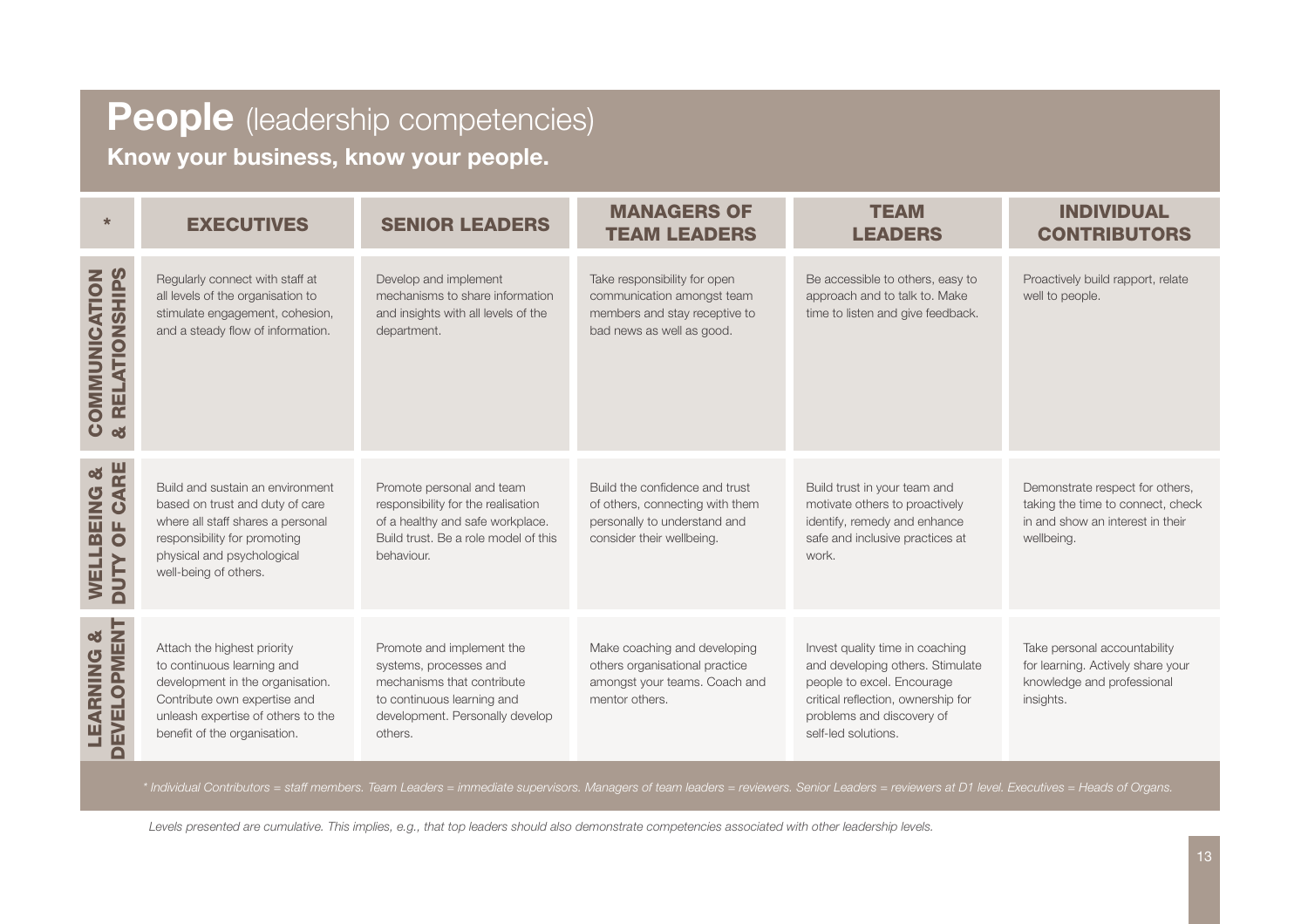# **People** (leadership competencies)

**Know your business, know your people.**

| * | EXECUTIVES | SENIOR LEADERS | MANAGERS OF TEAM LEADERS | TEAM LEADERS | INDIVIDUAL CONTRIBUTORS |
|---|---|---|---|---|---|
| **COMMUNICATION & RELATIONSHIPS** | Regularly connect with staff at all levels of the organisation to stimulate engagement, cohesion, and a steady flow of information. | Develop and implement mechanisms to share information and insights with all levels of the department. | Take responsibility for open communication amongst team members and stay receptive to bad news as well as good. | Be accessible to others, easy to approach and to talk to. Make time to listen and give feedback. | Proactively build rapport, relate well to people. |
| **WELLBEING & DUTY OF CARE** | Build and sustain an environment based on trust and duty of care where all staff shares a personal responsibility for promoting physical and psychological well-being of others. | Promote personal and team responsibility for the realisation of a healthy and safe workplace. Build trust. Be a role model of this behaviour. | Build the confidence and trust of others, connecting with them personally to understand and consider their wellbeing. | Build trust in your team and motivate others to proactively identify, remedy and enhance safe and inclusive practices at work. | Demonstrate respect for others, taking the time to connect, check in and show an interest in their wellbeing. |
| **LEARNING & DEVELOPMENT** | Attach the highest priority to continuous learning and development in the organisation. Contribute own expertise and unleash expertise of others to the benefit of the organisation. | Promote and implement the systems, processes and mechanisms that contribute to continuous learning and development. Personally develop others. | Make coaching and developing others organisational practice amongst your teams. Coach and mentor others. | Invest quality time in coaching and developing others. Stimulate people to excel. Encourage critical reflection, ownership for problems and discovery of self-led solutions. | Take personal accountability for learning. Actively share your knowledge and professional insights. |

*\* Individual Contributors = staff members. Team Leaders = immediate supervisors. Managers of team leaders = reviewers. Senior Leaders = reviewers at D1 level. Executives = Heads of Organs.*

*Levels presented are cumulative. This implies, e.g., that top leaders should also demonstrate competencies associated with other leadership levels.*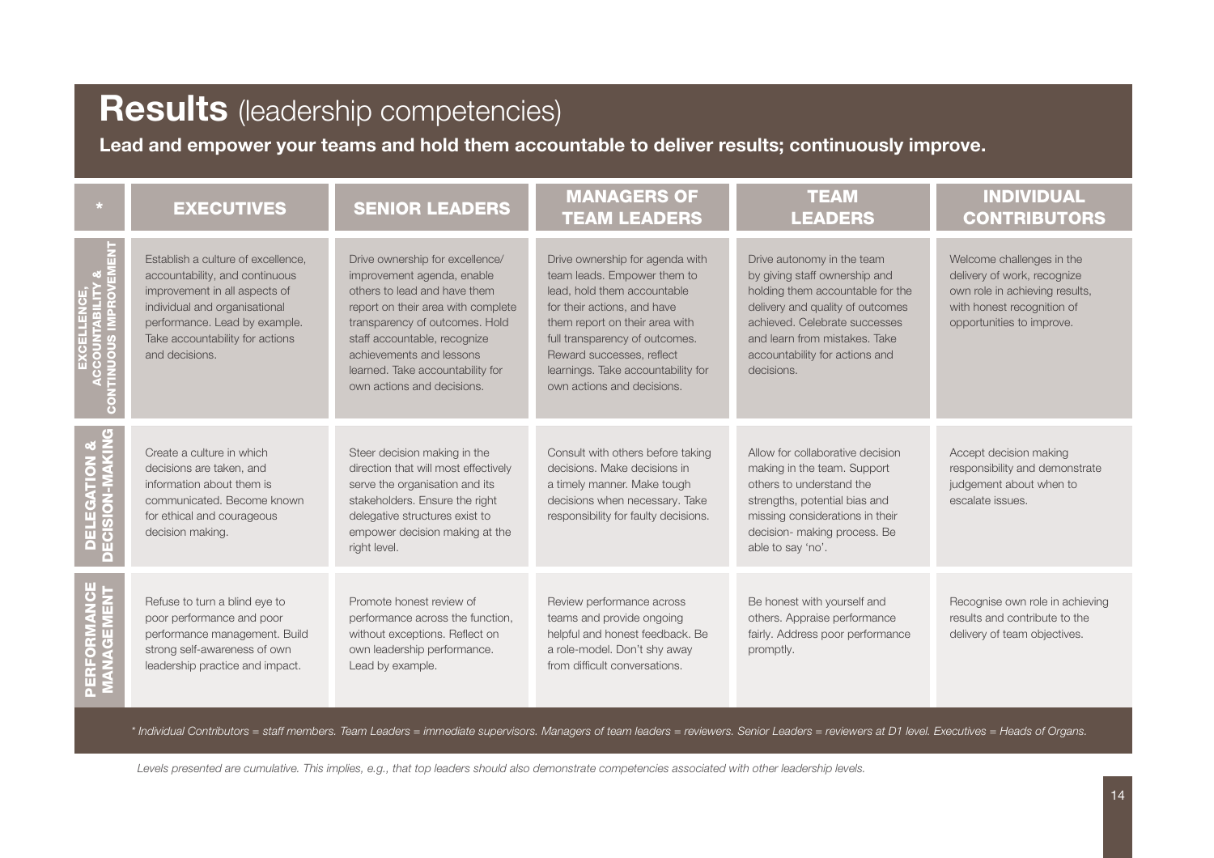# **Results** (leadership competencies)

**Lead and empower your teams and hold them accountable to deliver results; continuously improve.**

| * | EXECUTIVES | SENIOR LEADERS | MANAGERS OF TEAM LEADERS | TEAM LEADERS | INDIVIDUAL CONTRIBUTORS |
|---|---|---|---|---|---|
| **EXCELLENCE, ACCOUNTABILITY & CONTINUOUS IMPROVEMENT** | Establish a culture of excellence, accountability, and continuous improvement in all aspects of individual and organisational performance. Lead by example. Take accountability for actions and decisions. | Drive ownership for excellence/ improvement agenda, enable others to lead and have them report on their area with complete transparency of outcomes. Hold staff accountable, recognize achievements and lessons learned. Take accountability for own actions and decisions. | Drive ownership for agenda with team leads. Empower them to lead, hold them accountable for their actions, and have them report on their area with full transparency of outcomes. Reward successes, reflect learnings. Take accountability for own actions and decisions. | Drive autonomy in the team by giving staff ownership and holding them accountable for the delivery and quality of outcomes achieved. Celebrate successes and learn from mistakes. Take accountability for actions and decisions. | Welcome challenges in the delivery of work, recognize own role in achieving results, with honest recognition of opportunities to improve. |
| **DELEGATION & DECISION-MAKING** | Create a culture in which decisions are taken, and information about them is communicated. Become known for ethical and courageous decision making. | Steer decision making in the direction that will most effectively serve the organisation and its stakeholders. Ensure the right delegative structures exist to empower decision making at the right level. | Consult with others before taking decisions. Make decisions in a timely manner. Make tough decisions when necessary. Take responsibility for faulty decisions. | Allow for collaborative decision making in the team. Support others to understand the strengths, potential bias and missing considerations in their decision- making process. Be able to say 'no'. | Accept decision making responsibility and demonstrate judgement about when to escalate issues. |
| **PERFORMANCE MANAGEMENT** | Refuse to turn a blind eye to poor performance and poor performance management. Build strong self-awareness of own leadership practice and impact. | Promote honest review of performance across the function, without exceptions. Reflect on own leadership performance. Lead by example. | Review performance across teams and provide ongoing helpful and honest feedback. Be a role-model. Don't shy away from difficult conversations. | Be honest with yourself and others. Appraise performance fairly. Address poor performance promptly. | Recognise own role in achieving results and contribute to the delivery of team objectives. |

*\* Individual Contributors = staff members. Team Leaders = immediate supervisors. Managers of team leaders = reviewers. Senior Leaders = reviewers at D1 level. Executives = Heads of Organs.*

*Levels presented are cumulative. This implies, e.g., that top leaders should also demonstrate competencies associated with other leadership levels.*